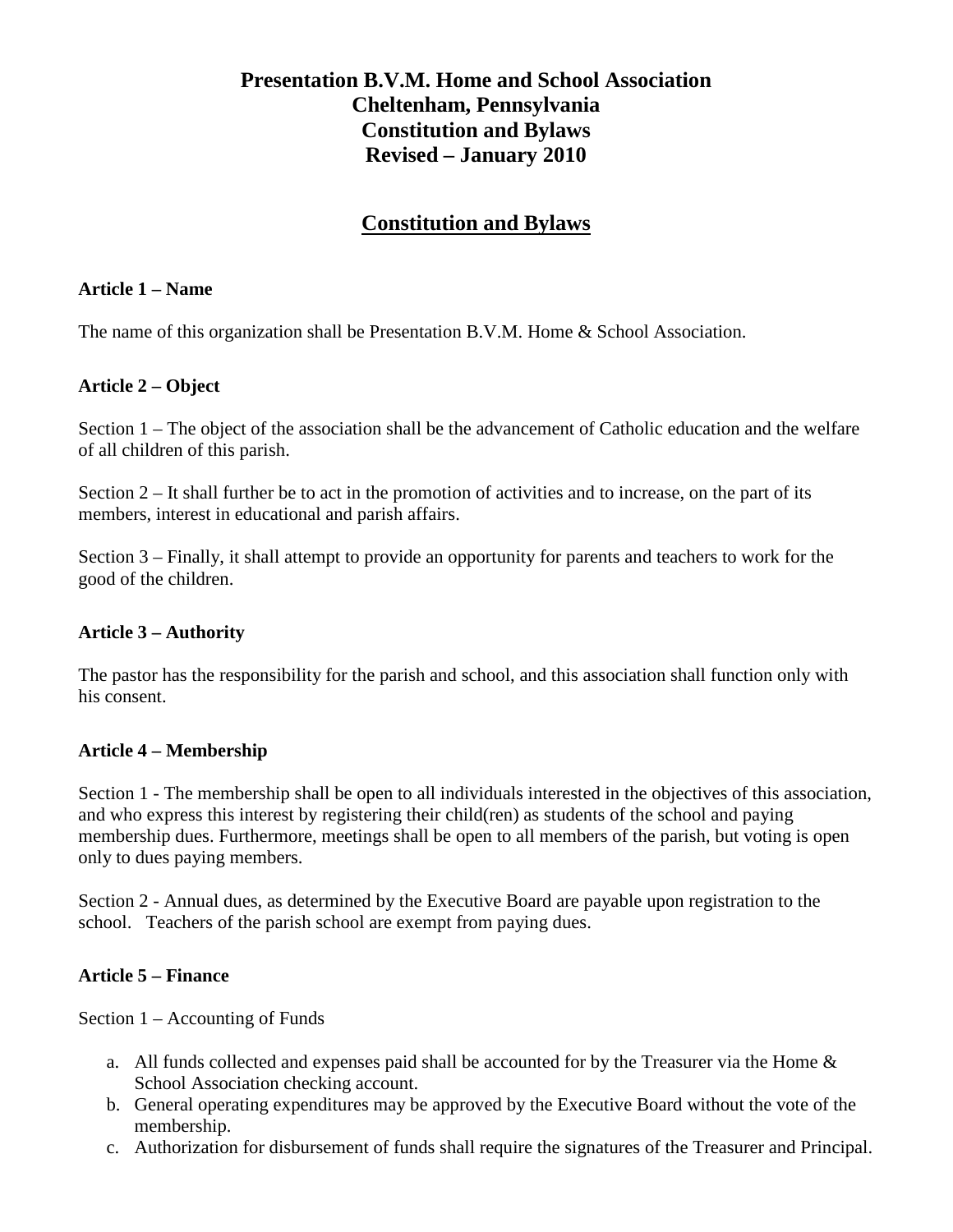# Presentation B.V.M. Home and School Association
# Cheltenham, Pennsylvania
# Constitution and Bylaws
# Revised – January 2010

## Constitution and Bylaws

### Article 1 – Name

The name of this organization shall be Presentation B.V.M. Home & School Association.

### Article 2 – Object

Section 1 – The object of the association shall be the advancement of Catholic education and the welfare of all children of this parish.

Section 2 – It shall further be to act in the promotion of activities and to increase, on the part of its members, interest in educational and parish affairs.

Section 3 – Finally, it shall attempt to provide an opportunity for parents and teachers to work for the good of the children.

### Article 3 – Authority

The pastor has the responsibility for the parish and school, and this association shall function only with his consent.

### Article 4 – Membership

Section 1 - The membership shall be open to all individuals interested in the objectives of this association, and who express this interest by registering their child(ren) as students of the school and paying membership dues. Furthermore, meetings shall be open to all members of the parish, but voting is open only to dues paying members.

Section 2 - Annual dues, as determined by the Executive Board are payable upon registration to the school. Teachers of the parish school are exempt from paying dues.

### Article 5 – Finance

Section 1 – Accounting of Funds

a. All funds collected and expenses paid shall be accounted for by the Treasurer via the Home & School Association checking account.
b. General operating expenditures may be approved by the Executive Board without the vote of the membership.
c. Authorization for disbursement of funds shall require the signatures of the Treasurer and Principal.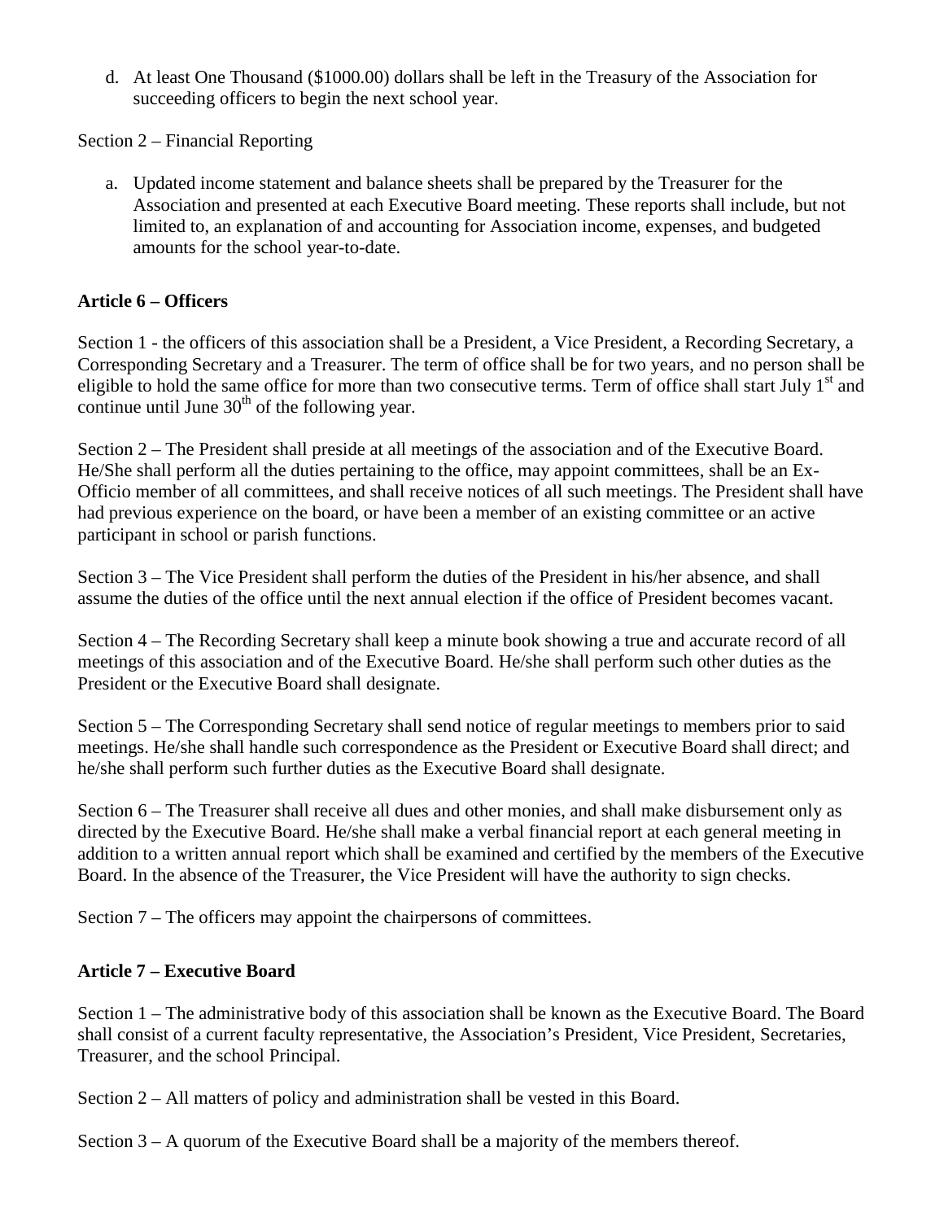d. At least One Thousand ($1000.00) dollars shall be left in the Treasury of the Association for succeeding officers to begin the next school year.

Section 2 – Financial Reporting

a. Updated income statement and balance sheets shall be prepared by the Treasurer for the Association and presented at each Executive Board meeting. These reports shall include, but not limited to, an explanation of and accounting for Association income, expenses, and budgeted amounts for the school year-to-date.

**Article 6 – Officers**

Section 1 - the officers of this association shall be a President, a Vice President, a Recording Secretary, a Corresponding Secretary and a Treasurer. The term of office shall be for two years, and no person shall be eligible to hold the same office for more than two consecutive terms. Term of office shall start July 1st and continue until June 30th of the following year.

Section 2 – The President shall preside at all meetings of the association and of the Executive Board. He/She shall perform all the duties pertaining to the office, may appoint committees, shall be an Ex-Officio member of all committees, and shall receive notices of all such meetings. The President shall have had previous experience on the board, or have been a member of an existing committee or an active participant in school or parish functions.

Section 3 – The Vice President shall perform the duties of the President in his/her absence, and shall assume the duties of the office until the next annual election if the office of President becomes vacant.

Section 4 – The Recording Secretary shall keep a minute book showing a true and accurate record of all meetings of this association and of the Executive Board. He/she shall perform such other duties as the President or the Executive Board shall designate.

Section 5 – The Corresponding Secretary shall send notice of regular meetings to members prior to said meetings. He/she shall handle such correspondence as the President or Executive Board shall direct; and he/she shall perform such further duties as the Executive Board shall designate.

Section 6 – The Treasurer shall receive all dues and other monies, and shall make disbursement only as directed by the Executive Board. He/she shall make a verbal financial report at each general meeting in addition to a written annual report which shall be examined and certified by the members of the Executive Board. In the absence of the Treasurer, the Vice President will have the authority to sign checks.

Section 7 – The officers may appoint the chairpersons of committees.

**Article 7 – Executive Board**

Section 1 – The administrative body of this association shall be known as the Executive Board. The Board shall consist of a current faculty representative, the Association's President, Vice President, Secretaries, Treasurer, and the school Principal.

Section 2 – All matters of policy and administration shall be vested in this Board.

Section 3 – A quorum of the Executive Board shall be a majority of the members thereof.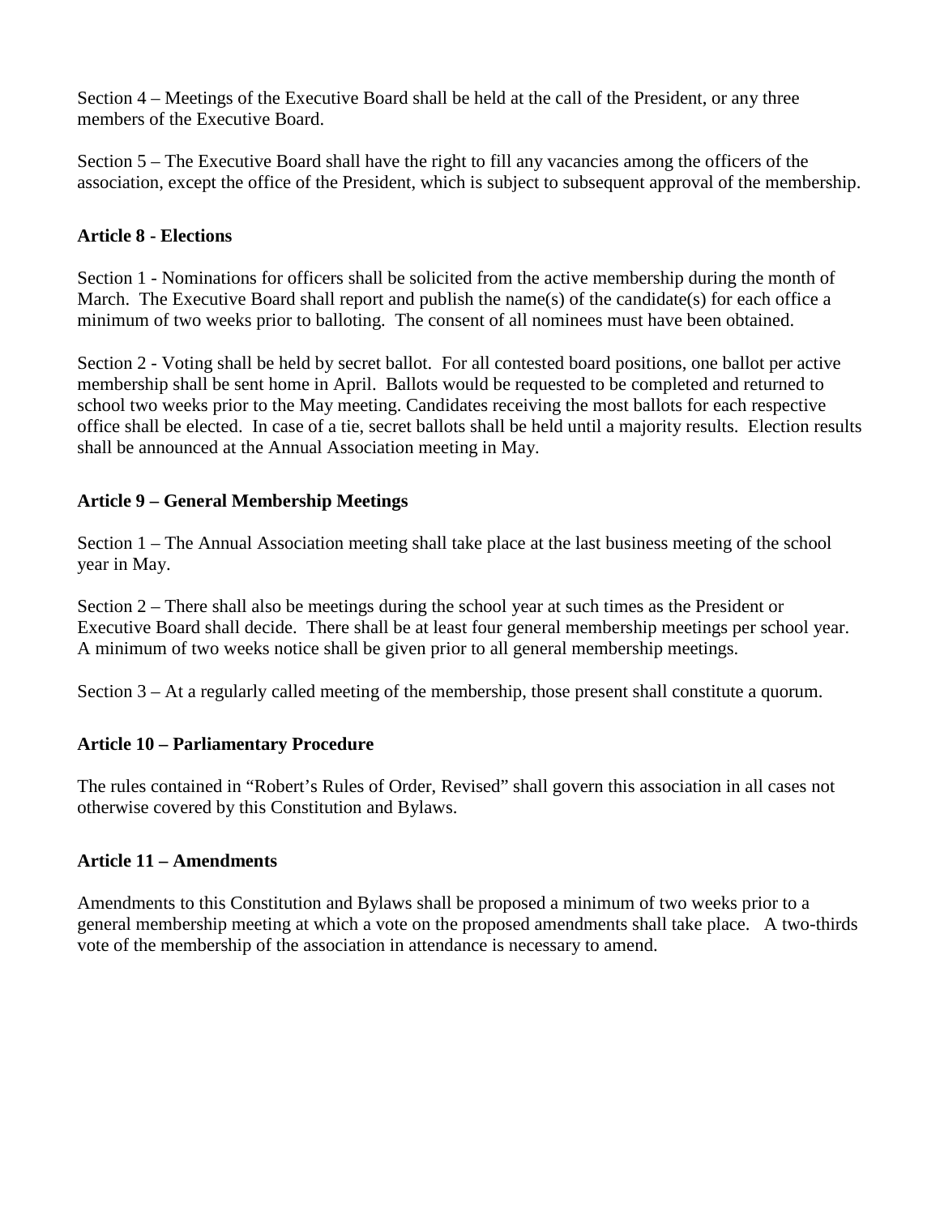Section 4 – Meetings of the Executive Board shall be held at the call of the President, or any three members of the Executive Board.

Section 5 – The Executive Board shall have the right to fill any vacancies among the officers of the association, except the office of the President, which is subject to subsequent approval of the membership.

**Article 8 - Elections**

Section 1 - Nominations for officers shall be solicited from the active membership during the month of March. The Executive Board shall report and publish the name(s) of the candidate(s) for each office a minimum of two weeks prior to balloting. The consent of all nominees must have been obtained.

Section 2 - Voting shall be held by secret ballot. For all contested board positions, one ballot per active membership shall be sent home in April. Ballots would be requested to be completed and returned to school two weeks prior to the May meeting. Candidates receiving the most ballots for each respective office shall be elected. In case of a tie, secret ballots shall be held until a majority results. Election results shall be announced at the Annual Association meeting in May.

**Article 9 – General Membership Meetings**

Section 1 – The Annual Association meeting shall take place at the last business meeting of the school year in May.

Section 2 – There shall also be meetings during the school year at such times as the President or Executive Board shall decide. There shall be at least four general membership meetings per school year. A minimum of two weeks notice shall be given prior to all general membership meetings.

Section 3 – At a regularly called meeting of the membership, those present shall constitute a quorum.

**Article 10 – Parliamentary Procedure**

The rules contained in "Robert's Rules of Order, Revised" shall govern this association in all cases not otherwise covered by this Constitution and Bylaws.

**Article 11 – Amendments**

Amendments to this Constitution and Bylaws shall be proposed a minimum of two weeks prior to a general membership meeting at which a vote on the proposed amendments shall take place. A two-thirds vote of the membership of the association in attendance is necessary to amend.